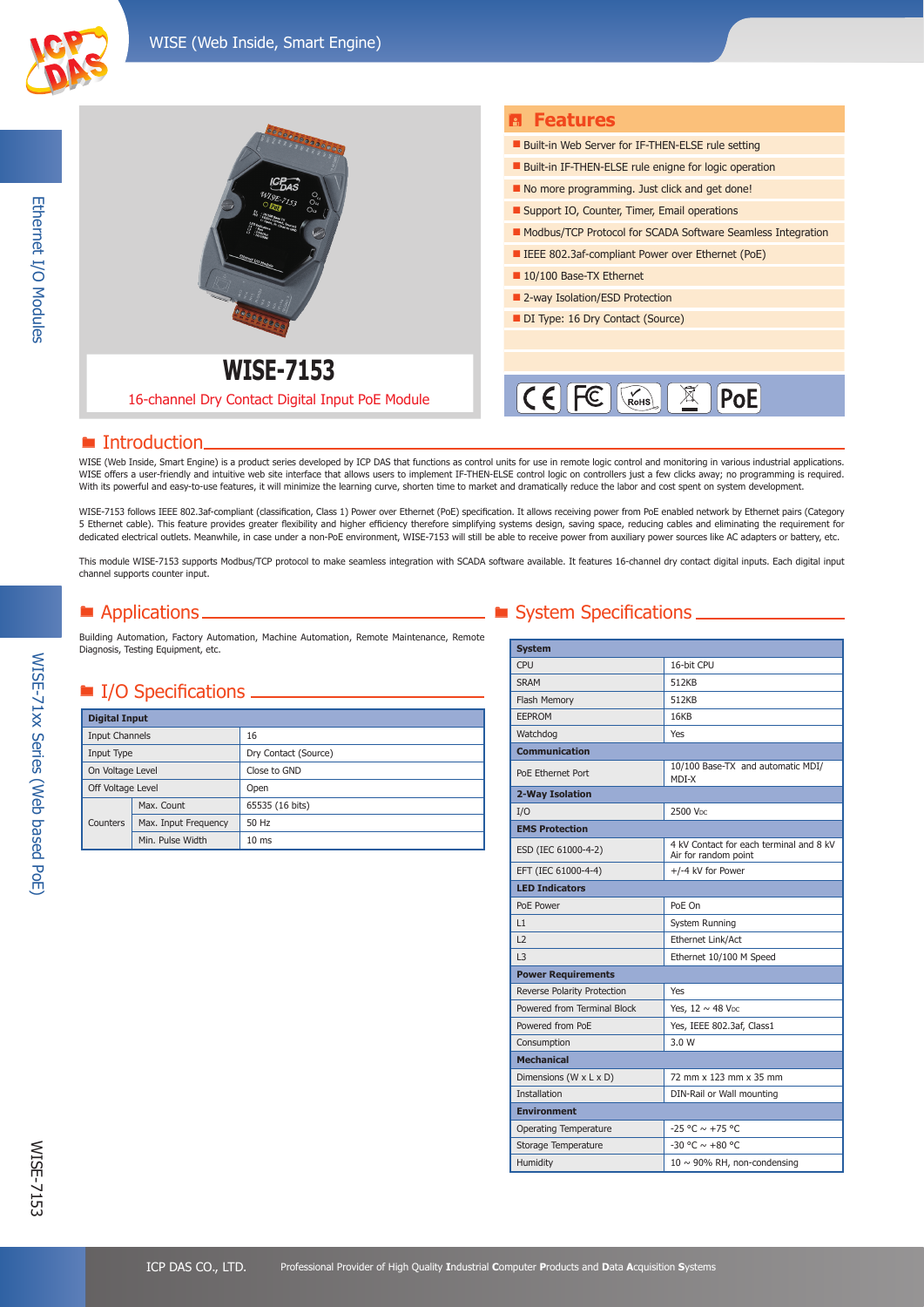# WISE-7153

16-channel Dry Contact Digital Input PoE Module

## Features

- Built-in Web Server for IF-THEN-ELSE rule setting
- Built-in IF-THEN-ELSE rule enigne for logic operation
- No more programming. Just click and get done!
- Support IO, Counter, Timer, Email operations
- Modbus/TCP Protocol for SCADA Software Seamless Integration
- IEEE 802.3af-compliant Power over Ethernet (PoE)
- 10/100 Base-TX Ethernet
- 2-way Isolation/ESD Protection
- DI Type: 16 Dry Contact (Source)

CE FC RoHS PoE

## Introduction

WISE (Web Inside, Smart Engine) is a product series developed by ICP DAS that functions as control units for use in remote logic control and monitoring in various industrial applications. WISE offers a user-friendly and intuitive web site interface that allows users to implement IF-THEN-ELSE control logic on controllers just a few clicks away; no programming is required. With its powerful and easy-to-use features, it will minimize the learning curve, shorten time to market and dramatically reduce the labor and cost spent on system development.

WISE-7153 follows IEEE 802.3af-compliant (classification, Class 1) Power over Ethernet (PoE) specification. It allows receiving power from PoE enabled network by Ethernet pairs (Category 5 Ethernet cable). This feature provides greater flexibility and higher efficiency therefore simplifying systems design, saving space, reducing cables and eliminating the requirement for dedicated electrical outlets. Meanwhile, in case under a non-PoE environment, WISE-7153 will still be able to receive power from auxiliary power sources like AC adapters or battery, etc.

This module WISE-7153 supports Modbus/TCP protocol to make seamless integration with SCADA software available. It features 16-channel dry contact digital inputs. Each digital input channel supports counter input.

## Applications

Building Automation, Factory Automation, Machine Automation, Remote Maintenance, Remote Diagnosis, Testing Equipment, etc.

## I/O Specifications

| Digital Input | | |
|---|---|---|
| Input Channels | | 16 |
| Input Type | | Dry Contact (Source) |
| On Voltage Level | | Close to GND |
| Off Voltage Level | | Open |
| Counters | Max. Count | 65535 (16 bits) |
| | Max. Input Frequency | 50 Hz |
| | Min. Pulse Width | 10 ms |

## System Specifications

| System | |
|---|---|
| CPU | 16-bit CPU |
| SRAM | 512KB |
| Flash Memory | 512KB |
| EEPROM | 16KB |
| Watchdog | Yes |
| **Communication** | |
| PoE Ethernet Port | 10/100 Base-TX and automatic MDI/MDI-X |
| **2-Way Isolation** | |
| I/O | 2500 $V_{DC}$ |
| **EMS Protection** | |
| ESD (IEC 61000-4-2) | 4 kV Contact for each terminal and 8 kV Air for random point |
| EFT (IEC 61000-4-4) | +/-4 kV for Power |
| **LED Indicators** | |
| PoE Power | PoE On |
| L1 | System Running |
| L2 | Ethernet Link/Act |
| L3 | Ethernet 10/100 M Speed |
| **Power Requirements** | |
| Reverse Polarity Protection | Yes |
| Powered from Terminal Block | Yes, 12 ~ 48 $V_{DC}$ |
| Powered from PoE | Yes, IEEE 802.3af, Class1 |
| Consumption | 3.0 W |
| **Mechanical** | |
| Dimensions (W x L x D) | 72 mm x 123 mm x 35 mm |
| Installation | DIN-Rail or Wall mounting |
| **Environment** | |
| Operating Temperature | -25 °C ~ +75 °C |
| Storage Temperature | -30 °C ~ +80 °C |
| Humidity | 10 ~ 90% RH, non-condensing |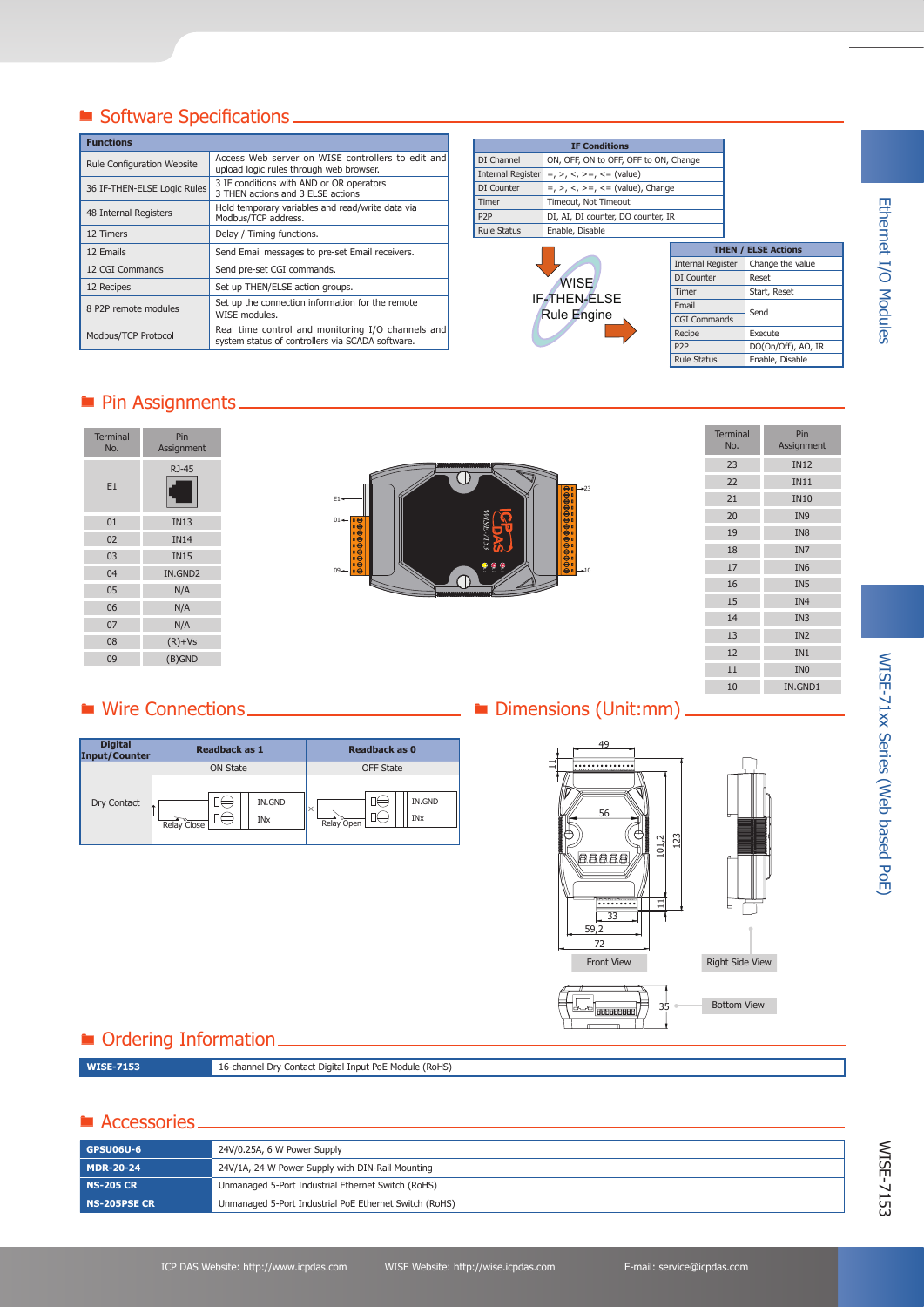## Software Specifications

| Functions | |
|---|---|
| Rule Configuration Website | Access Web server on WISE controllers to edit and upload logic rules through web browser. |
| 36 IF-THEN-ELSE Logic Rules | 3 IF conditions with AND or OR operators 3 THEN actions and 3 ELSE actions |
| 48 Internal Registers | Hold temporary variables and read/write data via Modbus/TCP address. |
| 12 Timers | Delay / Timing functions. |
| 12 Emails | Send Email messages to pre-set Email receivers. |
| 12 CGI Commands | Send pre-set CGI commands. |
| 12 Recipes | Set up THEN/ELSE action groups. |
| 8 P2P remote modules | Set up the connection information for the remote WISE modules. |
| Modbus/TCP Protocol | Real time control and monitoring I/O channels and system status of controllers via SCADA software. |

| IF Conditions | |
|---|---|
| DI Channel | ON, OFF, ON to OFF, OFF to ON, Change |
| Internal Register | =, >, <, >=, <= (value) |
| DI Counter | =, >, <, >=, <= (value), Change |
| Timer | Timeout, Not Timeout |
| P2P | DI, AI, DI counter, DO counter, IR |
| Rule Status | Enable, Disable |

WISE IF-THEN-ELSE Rule Engine

| THEN / ELSE Actions | |
|---|---|
| Internal Register | Change the value |
| DI Counter | Reset |
| Timer | Start, Reset |
| Email | Send |
| CGI Commands | Send |
| Recipe | Execute |
| P2P | DO(On/Off), AO, IR |
| Rule Status | Enable, Disable |

## Pin Assignments

| Terminal No. | Pin Assignment |
|---|---|
| E1 | RJ-45 |
| 01 | IN13 |
| 02 | IN14 |
| 03 | IN15 |
| 04 | IN.GND2 |
| 05 | N/A |
| 06 | N/A |
| 07 | N/A |
| 08 | (R)+Vs |
| 09 | (B)GND |

| Terminal No. | Pin Assignment |
|---|---|
| 23 | IN12 |
| 22 | IN11 |
| 21 | IN10 |
| 20 | IN9 |
| 19 | IN8 |
| 18 | IN7 |
| 17 | IN6 |
| 16 | IN5 |
| 15 | IN4 |
| 14 | IN3 |
| 13 | IN2 |
| 12 | IN1 |
| 11 | IN0 |
| 10 | IN.GND1 |

## Wire Connections

| Digital Input/Counter | Readback as 1 | Readback as 0 |
|---|---|---|
| | ON State | OFF State |
| Dry Contact | Relay Close (IN.GND, INx) | Relay Open (IN.GND, INx) |

## Dimensions (Unit:mm)

49, 11, 56, 101.2, 123, 11, 33, 59.2, 72

Front View

Right Side View

35

Bottom View

## Ordering Information

| | |
|---|---|
| WISE-7153 | 16-channel Dry Contact Digital Input PoE Module (RoHS) |

## Accessories

| | |
|---|---|
| GPSU06U-6 | 24V/0.25A, 6 W Power Supply |
| MDR-20-24 | 24V/1A, 24 W Power Supply with DIN-Rail Mounting |
| NS-205 CR | Unmanaged 5-Port Industrial Ethernet Switch (RoHS) |
| NS-205PSE CR | Unmanaged 5-Port Industrial PoE Ethernet Switch (RoHS) |

ICP DAS Website: http://www.icpdas.com WISE Website: http://wise.icpdas.com E-mail: service@icpdas.com